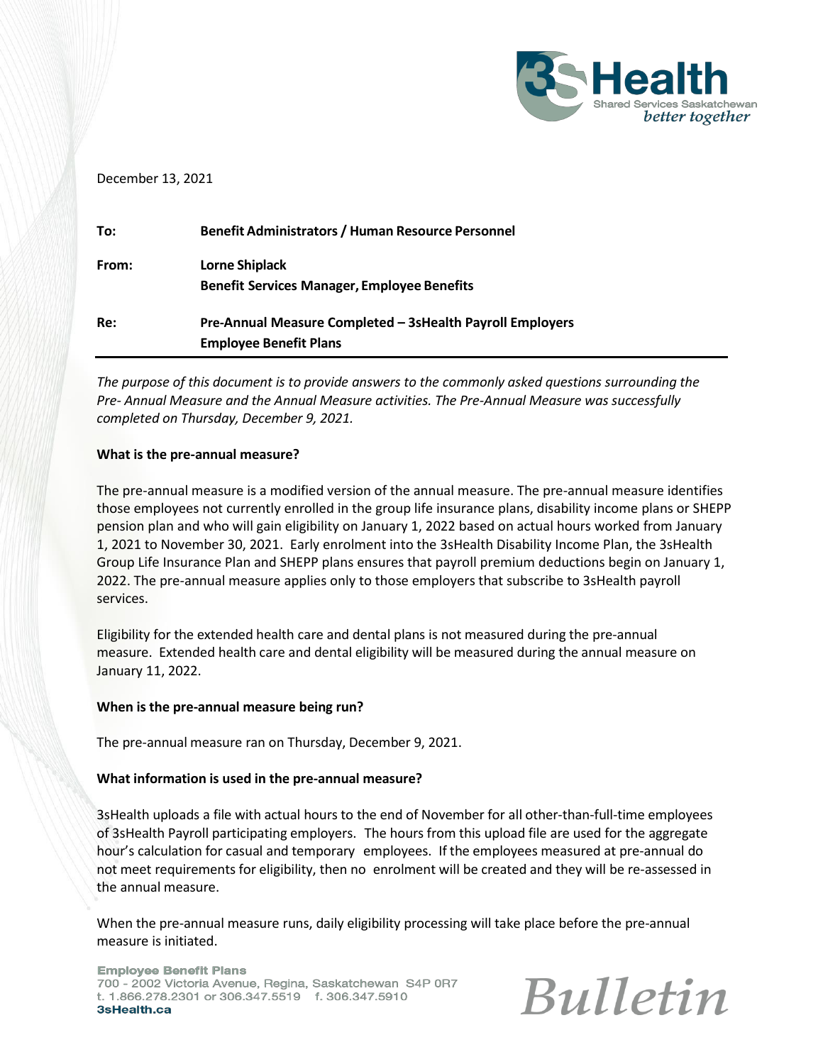December 13, 2021

| | |
|---|---|
| **To:** | **Benefit Administrators / Human Resource Personnel** |
| **From:** | **Lorne Shiplack**<br>**Benefit Services Manager, Employee Benefits** |
| **Re:** | **Pre-Annual Measure Completed – 3sHealth Payroll Employers Employee Benefit Plans** |

*The purpose of this document is to provide answers to the commonly asked questions surrounding the Pre- Annual Measure and the Annual Measure activities. The Pre-Annual Measure was successfully completed on Thursday, December 9, 2021.*

**What is the pre-annual measure?**

The pre-annual measure is a modified version of the annual measure. The pre-annual measure identifies those employees not currently enrolled in the group life insurance plans, disability income plans or SHEPP pension plan and who will gain eligibility on January 1, 2022 based on actual hours worked from January 1, 2021 to November 30, 2021. Early enrolment into the 3sHealth Disability Income Plan, the 3sHealth Group Life Insurance Plan and SHEPP plans ensures that payroll premium deductions begin on January 1, 2022. The pre-annual measure applies only to those employers that subscribe to 3sHealth payroll services.

Eligibility for the extended health care and dental plans is not measured during the pre-annual measure. Extended health care and dental eligibility will be measured during the annual measure on January 11, 2022.

**When is the pre-annual measure being run?**

The pre-annual measure ran on Thursday, December 9, 2021.

**What information is used in the pre-annual measure?**

3sHealth uploads a file with actual hours to the end of November for all other-than-full-time employees of 3sHealth Payroll participating employers. The hours from this upload file are used for the aggregate hour's calculation for casual and temporary employees. If the employees measured at pre-annual do not meet requirements for eligibility, then no enrolment will be created and they will be re-assessed in the annual measure.

When the pre-annual measure runs, daily eligibility processing will take place before the pre-annual measure is initiated.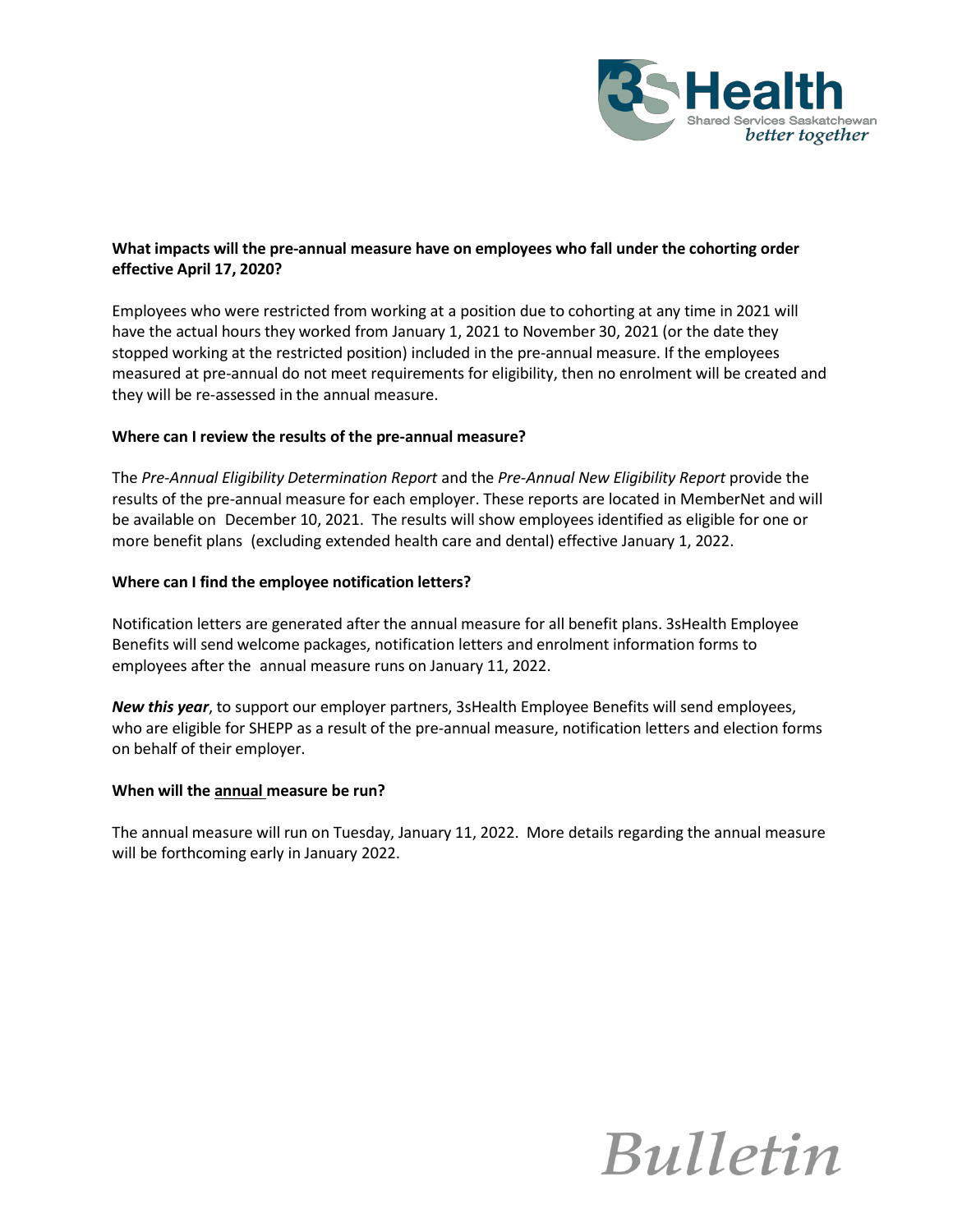**What impacts will the pre-annual measure have on employees who fall under the cohorting order effective April 17, 2020?**

Employees who were restricted from working at a position due to cohorting at any time in 2021 will have the actual hours they worked from January 1, 2021 to November 30, 2021 (or the date they stopped working at the restricted position) included in the pre-annual measure. If the employees measured at pre-annual do not meet requirements for eligibility, then no enrolment will be created and they will be re-assessed in the annual measure.

**Where can I review the results of the pre-annual measure?**

The *Pre-Annual Eligibility Determination Report* and the *Pre-Annual New Eligibility Report* provide the results of the pre-annual measure for each employer. These reports are located in MemberNet and will be available on December 10, 2021. The results will show employees identified as eligible for one or more benefit plans (excluding extended health care and dental) effective January 1, 2022.

**Where can I find the employee notification letters?**

Notification letters are generated after the annual measure for all benefit plans. 3sHealth Employee Benefits will send welcome packages, notification letters and enrolment information forms to employees after the annual measure runs on January 11, 2022.

***New this year***, to support our employer partners, 3sHealth Employee Benefits will send employees, who are eligible for SHEPP as a result of the pre-annual measure, notification letters and election forms on behalf of their employer.

**When will the annual measure be run?**

The annual measure will run on Tuesday, January 11, 2022. More details regarding the annual measure will be forthcoming early in January 2022.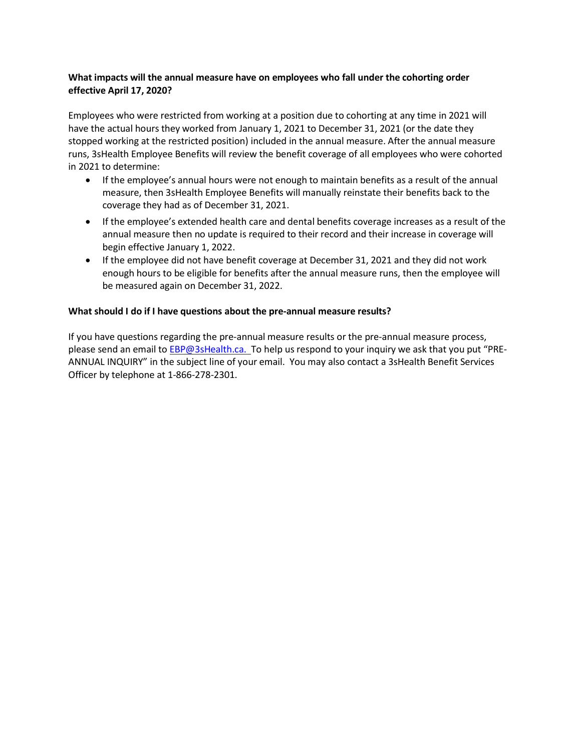**What impacts will the annual measure have on employees who fall under the cohorting order effective April 17, 2020?**

Employees who were restricted from working at a position due to cohorting at any time in 2021 will have the actual hours they worked from January 1, 2021 to December 31, 2021 (or the date they stopped working at the restricted position) included in the annual measure. After the annual measure runs, 3sHealth Employee Benefits will review the benefit coverage of all employees who were cohorted in 2021 to determine:

- If the employee's annual hours were not enough to maintain benefits as a result of the annual measure, then 3sHealth Employee Benefits will manually reinstate their benefits back to the coverage they had as of December 31, 2021.
- If the employee's extended health care and dental benefits coverage increases as a result of the annual measure then no update is required to their record and their increase in coverage will begin effective January 1, 2022.
- If the employee did not have benefit coverage at December 31, 2021 and they did not work enough hours to be eligible for benefits after the annual measure runs, then the employee will be measured again on December 31, 2022.

**What should I do if I have questions about the pre-annual measure results?**

If you have questions regarding the pre-annual measure results or the pre-annual measure process, please send an email to EBP@3sHealth.ca. To help us respond to your inquiry we ask that you put "PRE-ANNUAL INQUIRY" in the subject line of your email. You may also contact a 3sHealth Benefit Services Officer by telephone at 1-866-278-2301.